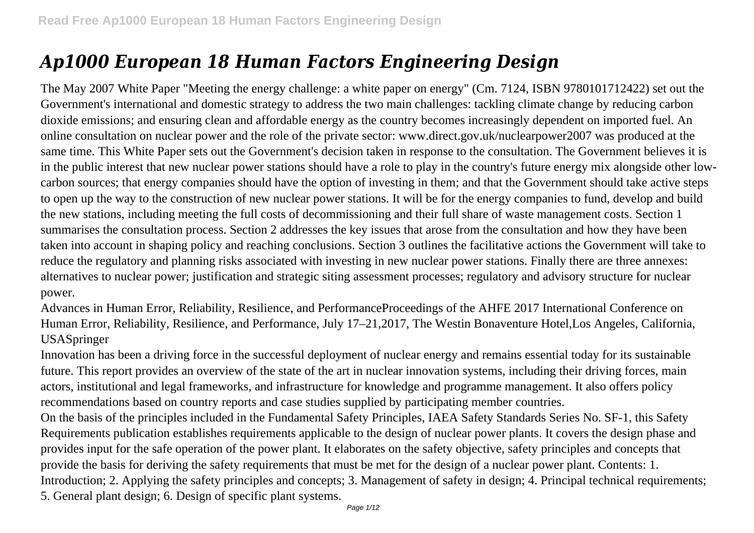# *Ap1000 European 18 Human Factors Engineering Design*

The May 2007 White Paper "Meeting the energy challenge: a white paper on energy" (Cm. 7124, ISBN 9780101712422) set out the Government's international and domestic strategy to address the two main challenges: tackling climate change by reducing carbon dioxide emissions; and ensuring clean and affordable energy as the country becomes increasingly dependent on imported fuel. An online consultation on nuclear power and the role of the private sector: www.direct.gov.uk/nuclearpower2007 was produced at the same time. This White Paper sets out the Government's decision taken in response to the consultation. The Government believes it is in the public interest that new nuclear power stations should have a role to play in the country's future energy mix alongside other low-carbon sources; that energy companies should have the option of investing in them; and that the Government should take active steps to open up the way to the construction of new nuclear power stations. It will be for the energy companies to fund, develop and build the new stations, including meeting the full costs of decommissioning and their full share of waste management costs. Section 1 summarises the consultation process. Section 2 addresses the key issues that arose from the consultation and how they have been taken into account in shaping policy and reaching conclusions. Section 3 outlines the facilitative actions the Government will take to reduce the regulatory and planning risks associated with investing in new nuclear power stations. Finally there are three annexes: alternatives to nuclear power; justification and strategic siting assessment processes; regulatory and advisory structure for nuclear power.

Advances in Human Error, Reliability, Resilience, and PerformanceProceedings of the AHFE 2017 International Conference on Human Error, Reliability, Resilience, and Performance, July 17–21,2017, The Westin Bonaventure Hotel,Los Angeles, California, USASpringer

Innovation has been a driving force in the successful deployment of nuclear energy and remains essential today for its sustainable future. This report provides an overview of the state of the art in nuclear innovation systems, including their driving forces, main actors, institutional and legal frameworks, and infrastructure for knowledge and programme management. It also offers policy recommendations based on country reports and case studies supplied by participating member countries.

On the basis of the principles included in the Fundamental Safety Principles, IAEA Safety Standards Series No. SF-1, this Safety Requirements publication establishes requirements applicable to the design of nuclear power plants. It covers the design phase and provides input for the safe operation of the power plant. It elaborates on the safety objective, safety principles and concepts that provide the basis for deriving the safety requirements that must be met for the design of a nuclear power plant. Contents: 1. Introduction; 2. Applying the safety principles and concepts; 3. Management of safety in design; 4. Principal technical requirements; 5. General plant design; 6. Design of specific plant systems.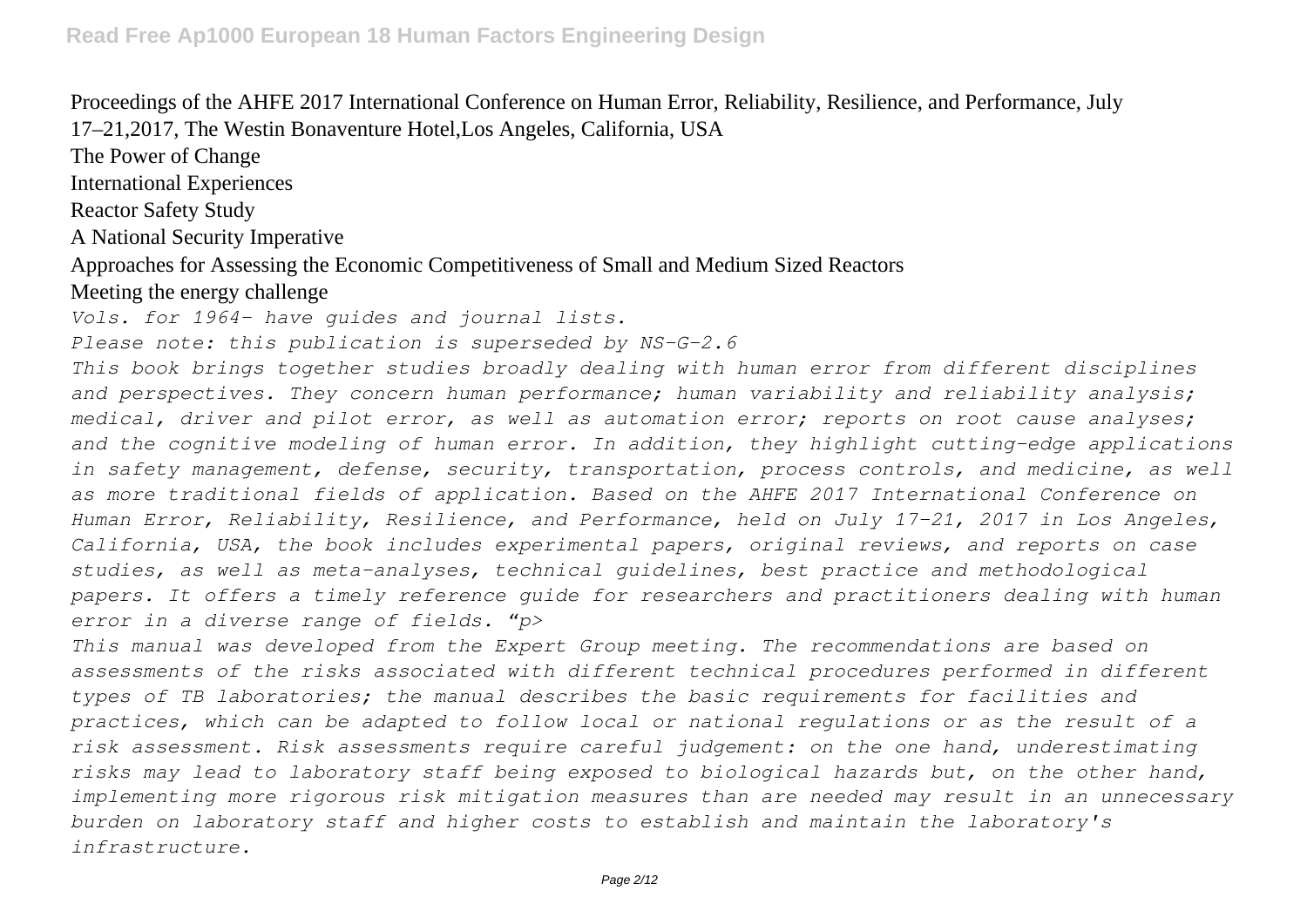Proceedings of the AHFE 2017 International Conference on Human Error, Reliability, Resilience, and Performance, July 17–21,2017, The Westin Bonaventure Hotel,Los Angeles, California, USA

The Power of Change

International Experiences

Reactor Safety Study

A National Security Imperative

Approaches for Assessing the Economic Competitiveness of Small and Medium Sized Reactors

Meeting the energy challenge

*Vols. for 1964- have guides and journal lists.*

*Please note: this publication is superseded by NS-G-2.6*

*This book brings together studies broadly dealing with human error from different disciplines and perspectives. They concern human performance; human variability and reliability analysis; medical, driver and pilot error, as well as automation error; reports on root cause analyses; and the cognitive modeling of human error. In addition, they highlight cutting-edge applications in safety management, defense, security, transportation, process controls, and medicine, as well as more traditional fields of application. Based on the AHFE 2017 International Conference on Human Error, Reliability, Resilience, and Performance, held on July 17-21, 2017 in Los Angeles, California, USA, the book includes experimental papers, original reviews, and reports on case studies, as well as meta-analyses, technical guidelines, best practice and methodological papers. It offers a timely reference guide for researchers and practitioners dealing with human error in a diverse range of fields. "p>*

*This manual was developed from the Expert Group meeting. The recommendations are based on assessments of the risks associated with different technical procedures performed in different types of TB laboratories; the manual describes the basic requirements for facilities and practices, which can be adapted to follow local or national regulations or as the result of a risk assessment. Risk assessments require careful judgement: on the one hand, underestimating risks may lead to laboratory staff being exposed to biological hazards but, on the other hand, implementing more rigorous risk mitigation measures than are needed may result in an unnecessary burden on laboratory staff and higher costs to establish and maintain the laboratory's infrastructure.*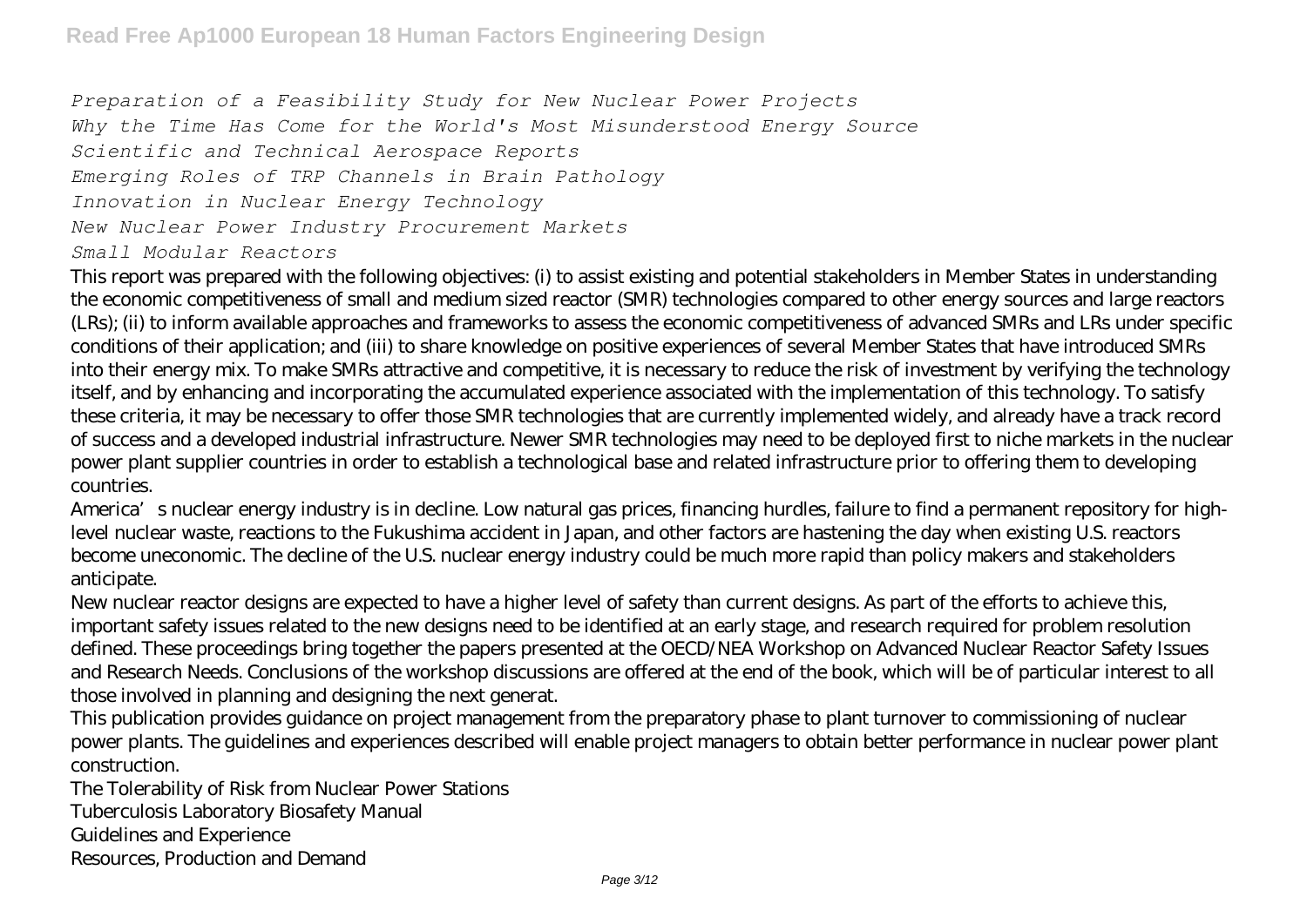*Preparation of a Feasibility Study for New Nuclear Power Projects*
*Why the Time Has Come for the World's Most Misunderstood Energy Source*
*Scientific and Technical Aerospace Reports*
*Emerging Roles of TRP Channels in Brain Pathology*
*Innovation in Nuclear Energy Technology*
*New Nuclear Power Industry Procurement Markets*
*Small Modular Reactors*

This report was prepared with the following objectives: (i) to assist existing and potential stakeholders in Member States in understanding the economic competitiveness of small and medium sized reactor (SMR) technologies compared to other energy sources and large reactors (LRs); (ii) to inform available approaches and frameworks to assess the economic competitiveness of advanced SMRs and LRs under specific conditions of their application; and (iii) to share knowledge on positive experiences of several Member States that have introduced SMRs into their energy mix. To make SMRs attractive and competitive, it is necessary to reduce the risk of investment by verifying the technology itself, and by enhancing and incorporating the accumulated experience associated with the implementation of this technology. To satisfy these criteria, it may be necessary to offer those SMR technologies that are currently implemented widely, and already have a track record of success and a developed industrial infrastructure. Newer SMR technologies may need to be deployed first to niche markets in the nuclear power plant supplier countries in order to establish a technological base and related infrastructure prior to offering them to developing countries.

America's nuclear energy industry is in decline. Low natural gas prices, financing hurdles, failure to find a permanent repository for high-level nuclear waste, reactions to the Fukushima accident in Japan, and other factors are hastening the day when existing U.S. reactors become uneconomic. The decline of the U.S. nuclear energy industry could be much more rapid than policy makers and stakeholders anticipate.

New nuclear reactor designs are expected to have a higher level of safety than current designs. As part of the efforts to achieve this, important safety issues related to the new designs need to be identified at an early stage, and research required for problem resolution defined. These proceedings bring together the papers presented at the OECD/NEA Workshop on Advanced Nuclear Reactor Safety Issues and Research Needs. Conclusions of the workshop discussions are offered at the end of the book, which will be of particular interest to all those involved in planning and designing the next generat.

This publication provides guidance on project management from the preparatory phase to plant turnover to commissioning of nuclear power plants. The guidelines and experiences described will enable project managers to obtain better performance in nuclear power plant construction.

The Tolerability of Risk from Nuclear Power Stations
Tuberculosis Laboratory Biosafety Manual
Guidelines and Experience
Resources, Production and Demand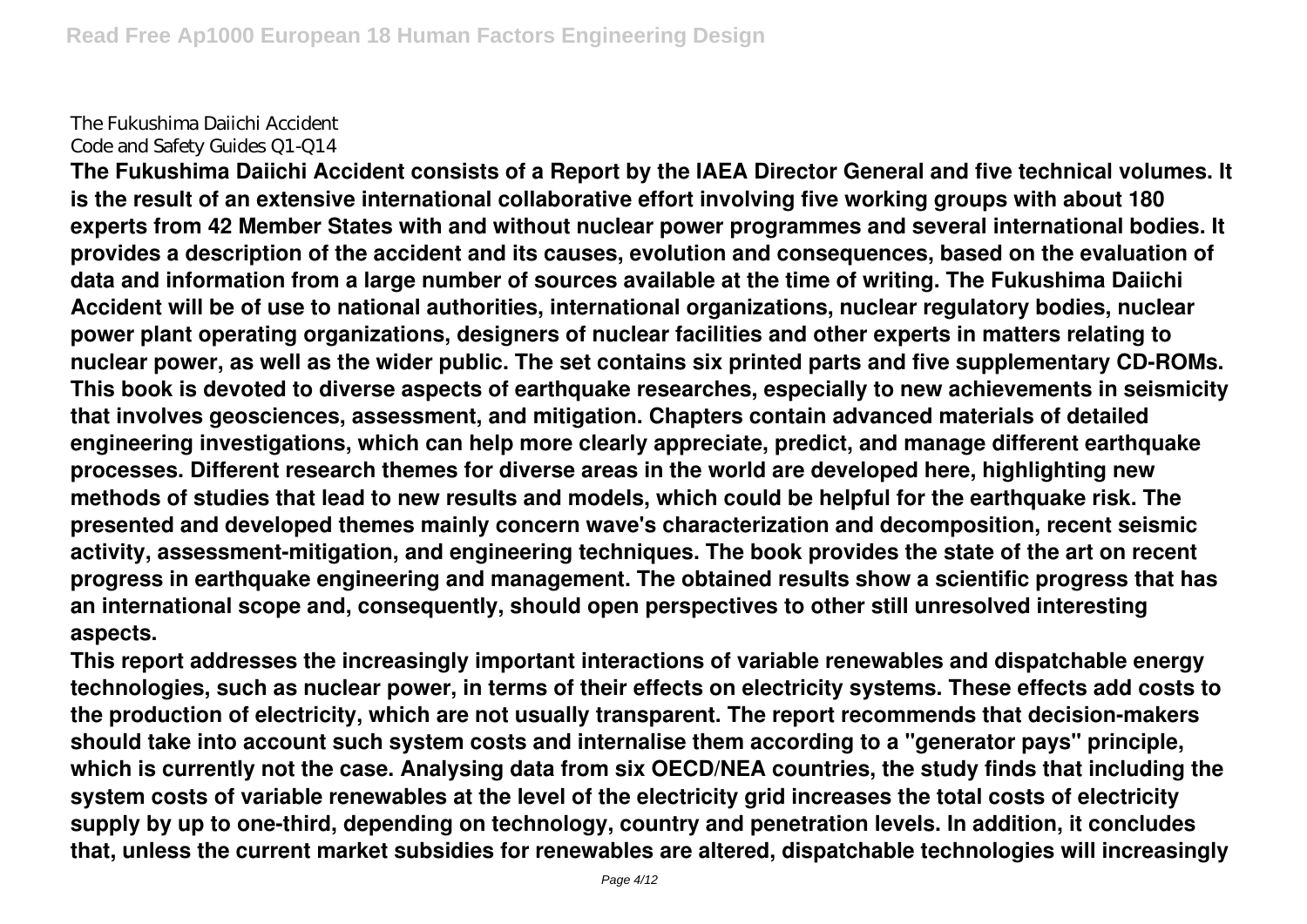The Fukushima Daiichi Accident
Code and Safety Guides Q1-Q14

**The Fukushima Daiichi Accident consists of a Report by the IAEA Director General and five technical volumes. It is the result of an extensive international collaborative effort involving five working groups with about 180 experts from 42 Member States with and without nuclear power programmes and several international bodies. It provides a description of the accident and its causes, evolution and consequences, based on the evaluation of data and information from a large number of sources available at the time of writing. The Fukushima Daiichi Accident will be of use to national authorities, international organizations, nuclear regulatory bodies, nuclear power plant operating organizations, designers of nuclear facilities and other experts in matters relating to nuclear power, as well as the wider public. The set contains six printed parts and five supplementary CD-ROMs. This book is devoted to diverse aspects of earthquake researches, especially to new achievements in seismicity that involves geosciences, assessment, and mitigation. Chapters contain advanced materials of detailed engineering investigations, which can help more clearly appreciate, predict, and manage different earthquake processes. Different research themes for diverse areas in the world are developed here, highlighting new methods of studies that lead to new results and models, which could be helpful for the earthquake risk. The presented and developed themes mainly concern wave's characterization and decomposition, recent seismic activity, assessment-mitigation, and engineering techniques. The book provides the state of the art on recent progress in earthquake engineering and management. The obtained results show a scientific progress that has an international scope and, consequently, should open perspectives to other still unresolved interesting aspects.**

**This report addresses the increasingly important interactions of variable renewables and dispatchable energy technologies, such as nuclear power, in terms of their effects on electricity systems. These effects add costs to the production of electricity, which are not usually transparent. The report recommends that decision-makers should take into account such system costs and internalise them according to a "generator pays" principle, which is currently not the case. Analysing data from six OECD/NEA countries, the study finds that including the system costs of variable renewables at the level of the electricity grid increases the total costs of electricity supply by up to one-third, depending on technology, country and penetration levels. In addition, it concludes that, unless the current market subsidies for renewables are altered, dispatchable technologies will increasingly**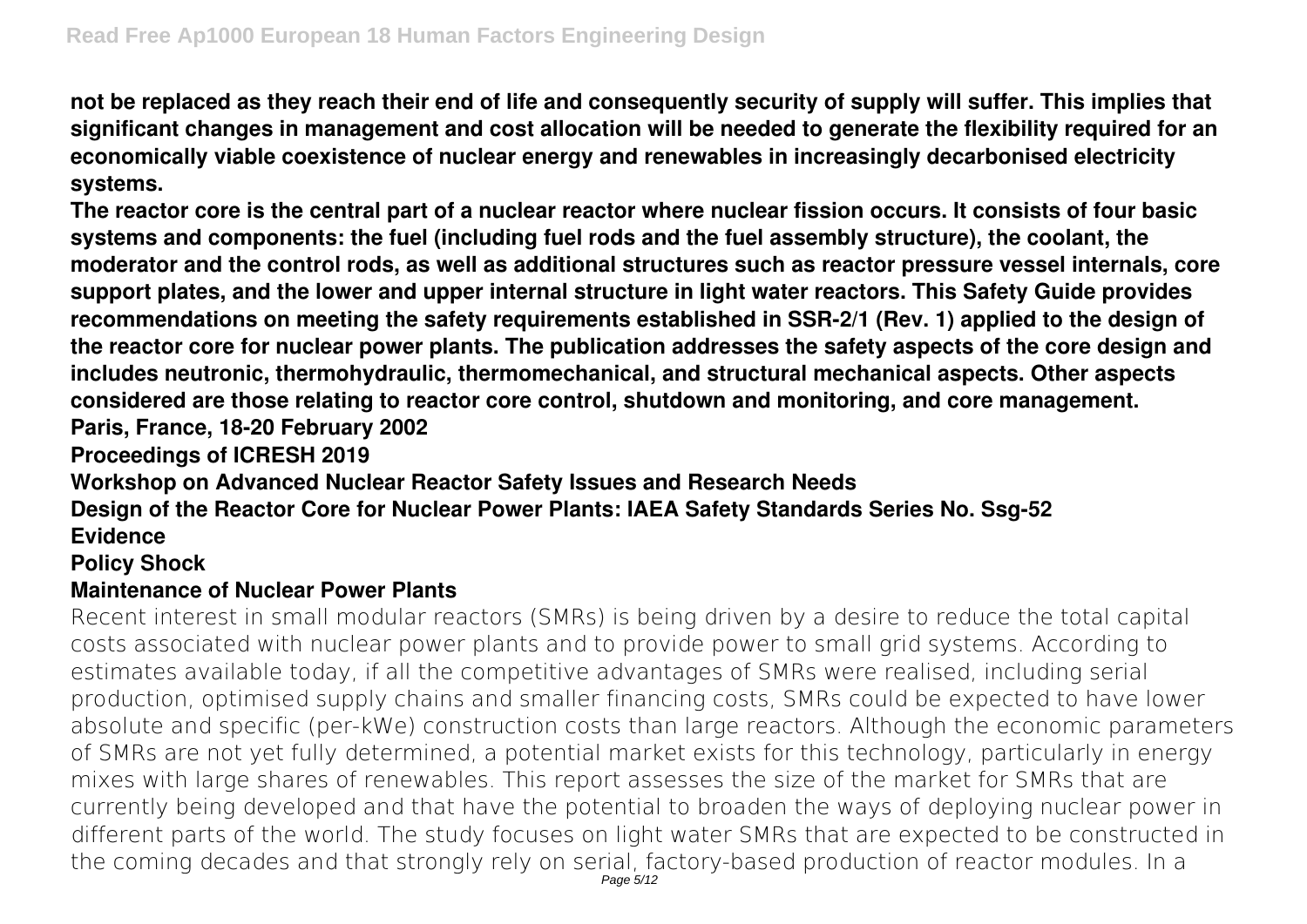**not be replaced as they reach their end of life and consequently security of supply will suffer. This implies that significant changes in management and cost allocation will be needed to generate the flexibility required for an economically viable coexistence of nuclear energy and renewables in increasingly decarbonised electricity systems.**

**The reactor core is the central part of a nuclear reactor where nuclear fission occurs. It consists of four basic systems and components: the fuel (including fuel rods and the fuel assembly structure), the coolant, the moderator and the control rods, as well as additional structures such as reactor pressure vessel internals, core support plates, and the lower and upper internal structure in light water reactors. This Safety Guide provides recommendations on meeting the safety requirements established in SSR-2/1 (Rev. 1) applied to the design of the reactor core for nuclear power plants. The publication addresses the safety aspects of the core design and includes neutronic, thermohydraulic, thermomechanical, and structural mechanical aspects. Other aspects considered are those relating to reactor core control, shutdown and monitoring, and core management.**

**Paris, France, 18-20 February 2002**

**Proceedings of ICRESH 2019**

**Workshop on Advanced Nuclear Reactor Safety Issues and Research Needs**

**Design of the Reactor Core for Nuclear Power Plants: IAEA Safety Standards Series No. Ssg-52**

**Evidence**

**Policy Shock**

**Maintenance of Nuclear Power Plants**

Recent interest in small modular reactors (SMRs) is being driven by a desire to reduce the total capital costs associated with nuclear power plants and to provide power to small grid systems. According to estimates available today, if all the competitive advantages of SMRs were realised, including serial production, optimised supply chains and smaller financing costs, SMRs could be expected to have lower absolute and specific (per-kWe) construction costs than large reactors. Although the economic parameters of SMRs are not yet fully determined, a potential market exists for this technology, particularly in energy mixes with large shares of renewables. This report assesses the size of the market for SMRs that are currently being developed and that have the potential to broaden the ways of deploying nuclear power in different parts of the world. The study focuses on light water SMRs that are expected to be constructed in the coming decades and that strongly rely on serial, factory-based production of reactor modules. In a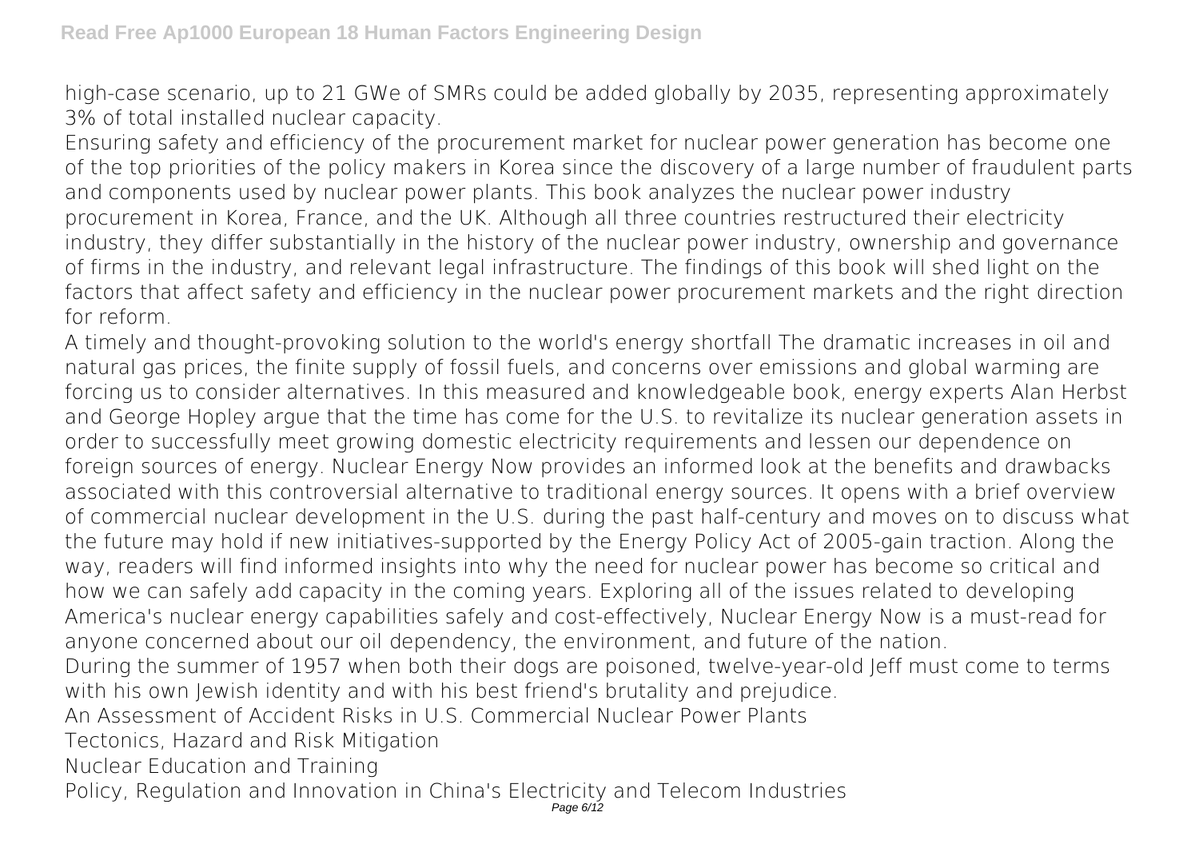high-case scenario, up to 21 GWe of SMRs could be added globally by 2035, representing approximately 3% of total installed nuclear capacity.

Ensuring safety and efficiency of the procurement market for nuclear power generation has become one of the top priorities of the policy makers in Korea since the discovery of a large number of fraudulent parts and components used by nuclear power plants. This book analyzes the nuclear power industry procurement in Korea, France, and the UK. Although all three countries restructured their electricity industry, they differ substantially in the history of the nuclear power industry, ownership and governance of firms in the industry, and relevant legal infrastructure. The findings of this book will shed light on the factors that affect safety and efficiency in the nuclear power procurement markets and the right direction for reform.

A timely and thought-provoking solution to the world's energy shortfall The dramatic increases in oil and natural gas prices, the finite supply of fossil fuels, and concerns over emissions and global warming are forcing us to consider alternatives. In this measured and knowledgeable book, energy experts Alan Herbst and George Hopley argue that the time has come for the U.S. to revitalize its nuclear generation assets in order to successfully meet growing domestic electricity requirements and lessen our dependence on foreign sources of energy. Nuclear Energy Now provides an informed look at the benefits and drawbacks associated with this controversial alternative to traditional energy sources. It opens with a brief overview of commercial nuclear development in the U.S. during the past half-century and moves on to discuss what the future may hold if new initiatives-supported by the Energy Policy Act of 2005-gain traction. Along the way, readers will find informed insights into why the need for nuclear power has become so critical and how we can safely add capacity in the coming years. Exploring all of the issues related to developing America's nuclear energy capabilities safely and cost-effectively, Nuclear Energy Now is a must-read for anyone concerned about our oil dependency, the environment, and future of the nation.

During the summer of 1957 when both their dogs are poisoned, twelve-year-old Jeff must come to terms with his own Jewish identity and with his best friend's brutality and prejudice.

An Assessment of Accident Risks in U.S. Commercial Nuclear Power Plants

Tectonics, Hazard and Risk Mitigation

Nuclear Education and Training

Policy, Regulation and Innovation in China's Electricity and Telecom Industries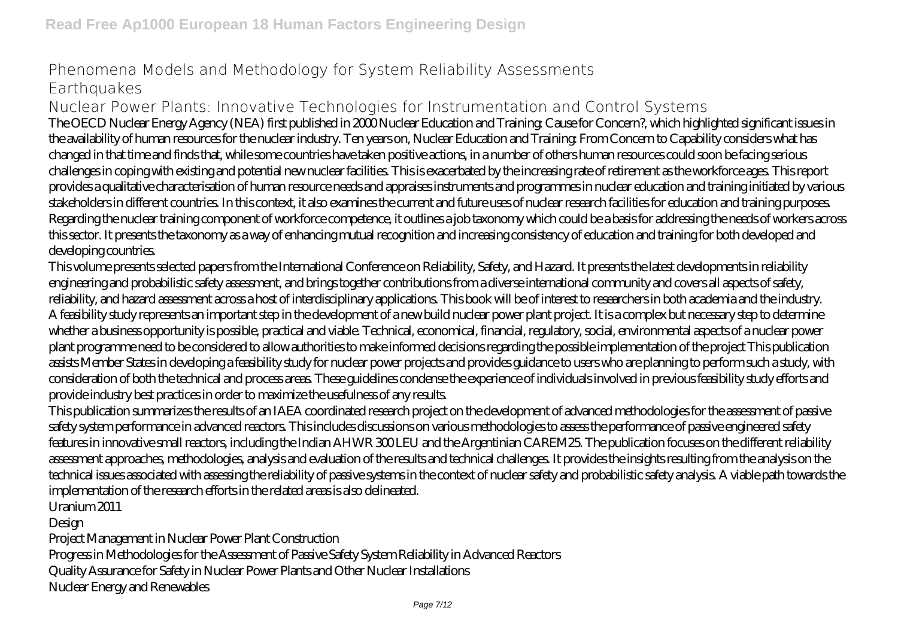Phenomena Models and Methodology for System Reliability Assessments

Earthquakes

Nuclear Power Plants: Innovative Technologies for Instrumentation and Control Systems

The OECD Nuclear Energy Agency (NEA) first published in 2000 Nuclear Education and Training: Cause for Concern?, which highlighted significant issues in the availability of human resources for the nuclear industry. Ten years on, Nuclear Education and Training: From Concern to Capability considers what has changed in that time and finds that, while some countries have taken positive actions, in a number of others human resources could soon be facing serious challenges in coping with existing and potential new nuclear facilities. This is exacerbated by the increasing rate of retirement as the workforce ages. This report provides a qualitative characterisation of human resource needs and appraises instruments and programmes in nuclear education and training initiated by various stakeholders in different countries. In this context, it also examines the current and future uses of nuclear research facilities for education and training purposes. Regarding the nuclear training component of workforce competence, it outlines a job taxonomy which could be a basis for addressing the needs of workers across this sector. It presents the taxonomy as a way of enhancing mutual recognition and increasing consistency of education and training for both developed and developing countries.

This volume presents selected papers from the International Conference on Reliability, Safety, and Hazard. It presents the latest developments in reliability engineering and probabilistic safety assessment, and brings together contributions from a diverse international community and covers all aspects of safety, reliability, and hazard assessment across a host of interdisciplinary applications. This book will be of interest to researchers in both academia and the industry.

A feasibility study represents an important step in the development of a new build nuclear power plant project. It is a complex but necessary step to determine whether a business opportunity is possible, practical and viable. Technical, economical, financial, regulatory, social, environmental aspects of a nuclear power plant programme need to be considered to allow authorities to make informed decisions regarding the possible implementation of the project This publication assists Member States in developing a feasibility study for nuclear power projects and provides guidance to users who are planning to perform such a study, with consideration of both the technical and process areas. These guidelines condense the experience of individuals involved in previous feasibility study efforts and provide industry best practices in order to maximize the usefulness of any results.

This publication summarizes the results of an IAEA coordinated research project on the development of advanced methodologies for the assessment of passive safety system performance in advanced reactors. This includes discussions on various methodologies to assess the performance of passive engineered safety features in innovative small reactors, including the Indian AHWR 300 LEU and the Argentinian CAREM25. The publication focuses on the different reliability assessment approaches, methodologies, analysis and evaluation of the results and technical challenges. It provides the insights resulting from the analysis on the technical issues associated with assessing the reliability of passive systems in the context of nuclear safety and probabilistic safety analysis. A viable path towards the implementation of the research efforts in the related areas is also delineated.

Uranium 2011

Design

Project Management in Nuclear Power Plant Construction

Progress in Methodologies for the Assessment of Passive Safety System Reliability in Advanced Reactors

Quality Assurance for Safety in Nuclear Power Plants and Other Nuclear Installations

Nuclear Energy and Renewables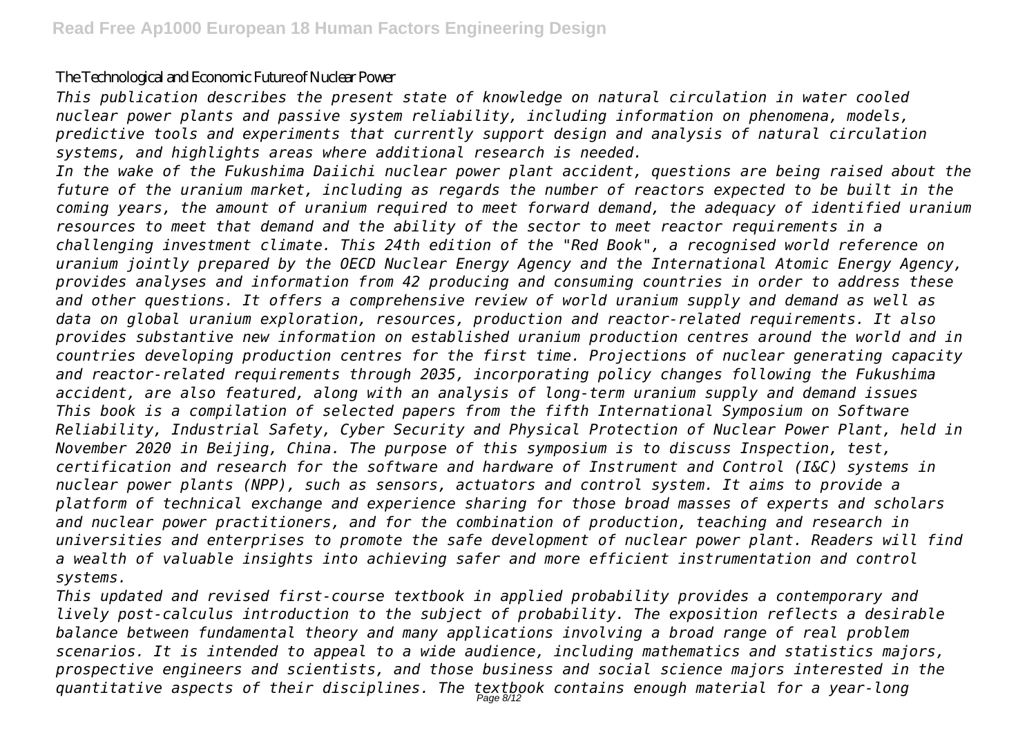The Technological and Economic Future of Nuclear Power

*This publication describes the present state of knowledge on natural circulation in water cooled nuclear power plants and passive system reliability, including information on phenomena, models, predictive tools and experiments that currently support design and analysis of natural circulation systems, and highlights areas where additional research is needed.*

*In the wake of the Fukushima Daiichi nuclear power plant accident, questions are being raised about the future of the uranium market, including as regards the number of reactors expected to be built in the coming years, the amount of uranium required to meet forward demand, the adequacy of identified uranium resources to meet that demand and the ability of the sector to meet reactor requirements in a challenging investment climate. This 24th edition of the "Red Book", a recognised world reference on uranium jointly prepared by the OECD Nuclear Energy Agency and the International Atomic Energy Agency, provides analyses and information from 42 producing and consuming countries in order to address these and other questions. It offers a comprehensive review of world uranium supply and demand as well as data on global uranium exploration, resources, production and reactor-related requirements. It also provides substantive new information on established uranium production centres around the world and in countries developing production centres for the first time. Projections of nuclear generating capacity and reactor-related requirements through 2035, incorporating policy changes following the Fukushima accident, are also featured, along with an analysis of long-term uranium supply and demand issues*

*This book is a compilation of selected papers from the fifth International Symposium on Software Reliability, Industrial Safety, Cyber Security and Physical Protection of Nuclear Power Plant, held in November 2020 in Beijing, China. The purpose of this symposium is to discuss Inspection, test, certification and research for the software and hardware of Instrument and Control (I&C) systems in nuclear power plants (NPP), such as sensors, actuators and control system. It aims to provide a platform of technical exchange and experience sharing for those broad masses of experts and scholars and nuclear power practitioners, and for the combination of production, teaching and research in universities and enterprises to promote the safe development of nuclear power plant. Readers will find a wealth of valuable insights into achieving safer and more efficient instrumentation and control systems.*

*This updated and revised first-course textbook in applied probability provides a contemporary and lively post-calculus introduction to the subject of probability. The exposition reflects a desirable balance between fundamental theory and many applications involving a broad range of real problem scenarios. It is intended to appeal to a wide audience, including mathematics and statistics majors, prospective engineers and scientists, and those business and social science majors interested in the quantitative aspects of their disciplines. The textbook contains enough material for a year-long*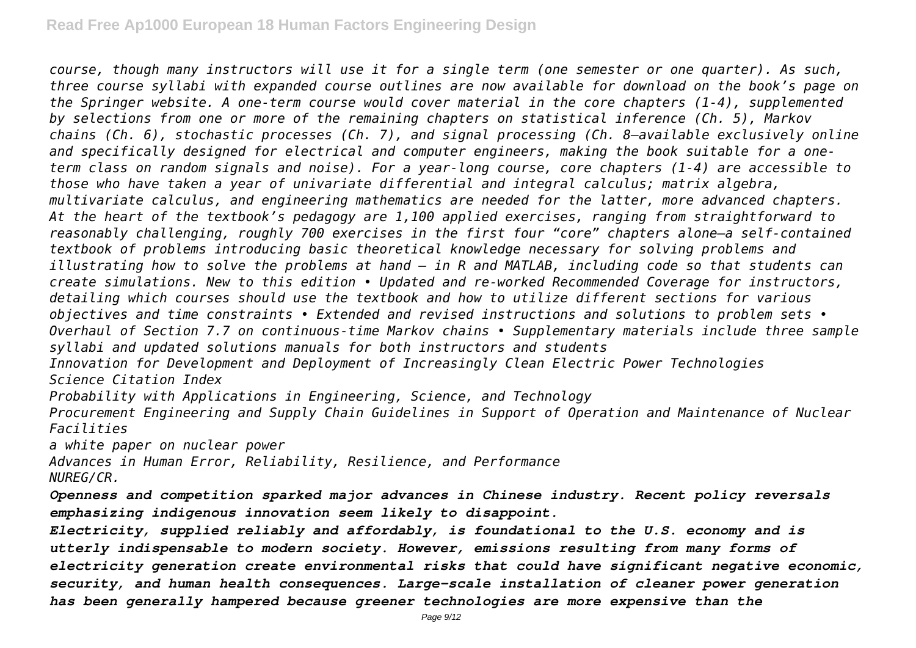*course, though many instructors will use it for a single term (one semester or one quarter). As such, three course syllabi with expanded course outlines are now available for download on the book's page on the Springer website. A one-term course would cover material in the core chapters (1-4), supplemented by selections from one or more of the remaining chapters on statistical inference (Ch. 5), Markov chains (Ch. 6), stochastic processes (Ch. 7), and signal processing (Ch. 8—available exclusively online and specifically designed for electrical and computer engineers, making the book suitable for a one-term class on random signals and noise). For a year-long course, core chapters (1-4) are accessible to those who have taken a year of univariate differential and integral calculus; matrix algebra, multivariate calculus, and engineering mathematics are needed for the latter, more advanced chapters. At the heart of the textbook's pedagogy are 1,100 applied exercises, ranging from straightforward to reasonably challenging, roughly 700 exercises in the first four "core" chapters alone—a self-contained textbook of problems introducing basic theoretical knowledge necessary for solving problems and illustrating how to solve the problems at hand – in R and MATLAB, including code so that students can create simulations. New to this edition • Updated and re-worked Recommended Coverage for instructors, detailing which courses should use the textbook and how to utilize different sections for various objectives and time constraints • Extended and revised instructions and solutions to problem sets • Overhaul of Section 7.7 on continuous-time Markov chains • Supplementary materials include three sample syllabi and updated solutions manuals for both instructors and students*

*Innovation for Development and Deployment of Increasingly Clean Electric Power Technologies*

*Science Citation Index*

*Probability with Applications in Engineering, Science, and Technology*

*Procurement Engineering and Supply Chain Guidelines in Support of Operation and Maintenance of Nuclear Facilities*

*a white paper on nuclear power*

*Advances in Human Error, Reliability, Resilience, and Performance*

*NUREG/CR.*

***Openness and competition sparked major advances in Chinese industry. Recent policy reversals emphasizing indigenous innovation seem likely to disappoint.***

***Electricity, supplied reliably and affordably, is foundational to the U.S. economy and is utterly indispensable to modern society. However, emissions resulting from many forms of electricity generation create environmental risks that could have significant negative economic, security, and human health consequences. Large-scale installation of cleaner power generation has been generally hampered because greener technologies are more expensive than the***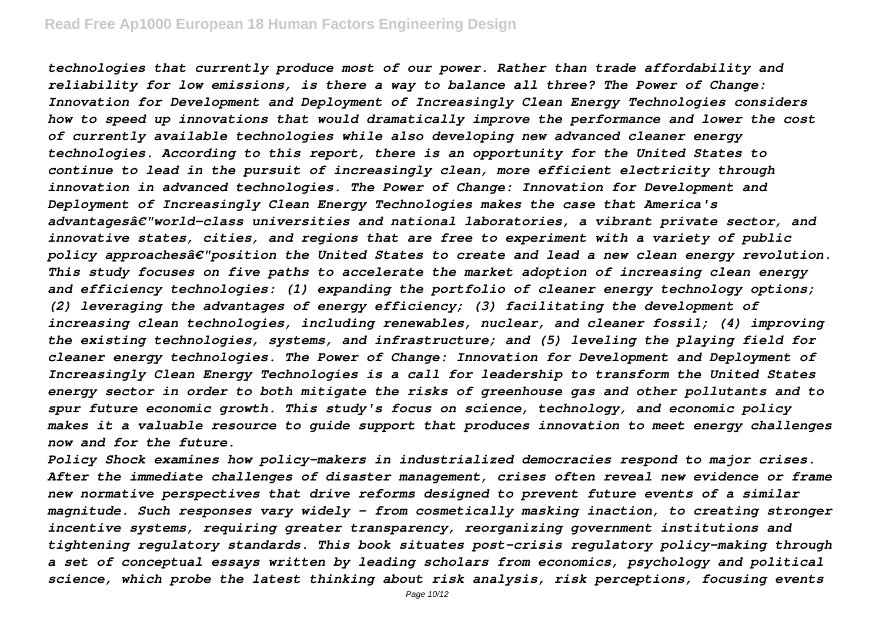*technologies that currently produce most of our power. Rather than trade affordability and reliability for low emissions, is there a way to balance all three? The Power of Change: Innovation for Development and Deployment of Increasingly Clean Energy Technologies considers how to speed up innovations that would dramatically improve the performance and lower the cost of currently available technologies while also developing new advanced cleaner energy technologies. According to this report, there is an opportunity for the United States to continue to lead in the pursuit of increasingly clean, more efficient electricity through innovation in advanced technologies. The Power of Change: Innovation for Development and Deployment of Increasingly Clean Energy Technologies makes the case that America's advantagesâ€"world-class universities and national laboratories, a vibrant private sector, and innovative states, cities, and regions that are free to experiment with a variety of public policy approachesâ€"position the United States to create and lead a new clean energy revolution. This study focuses on five paths to accelerate the market adoption of increasing clean energy and efficiency technologies: (1) expanding the portfolio of cleaner energy technology options; (2) leveraging the advantages of energy efficiency; (3) facilitating the development of increasing clean technologies, including renewables, nuclear, and cleaner fossil; (4) improving the existing technologies, systems, and infrastructure; and (5) leveling the playing field for cleaner energy technologies. The Power of Change: Innovation for Development and Deployment of Increasingly Clean Energy Technologies is a call for leadership to transform the United States energy sector in order to both mitigate the risks of greenhouse gas and other pollutants and to spur future economic growth. This study's focus on science, technology, and economic policy makes it a valuable resource to guide support that produces innovation to meet energy challenges now and for the future.*

*Policy Shock examines how policy-makers in industrialized democracies respond to major crises. After the immediate challenges of disaster management, crises often reveal new evidence or frame new normative perspectives that drive reforms designed to prevent future events of a similar magnitude. Such responses vary widely - from cosmetically masking inaction, to creating stronger incentive systems, requiring greater transparency, reorganizing government institutions and tightening regulatory standards. This book situates post-crisis regulatory policy-making through a set of conceptual essays written by leading scholars from economics, psychology and political science, which probe the latest thinking about risk analysis, risk perceptions, focusing events*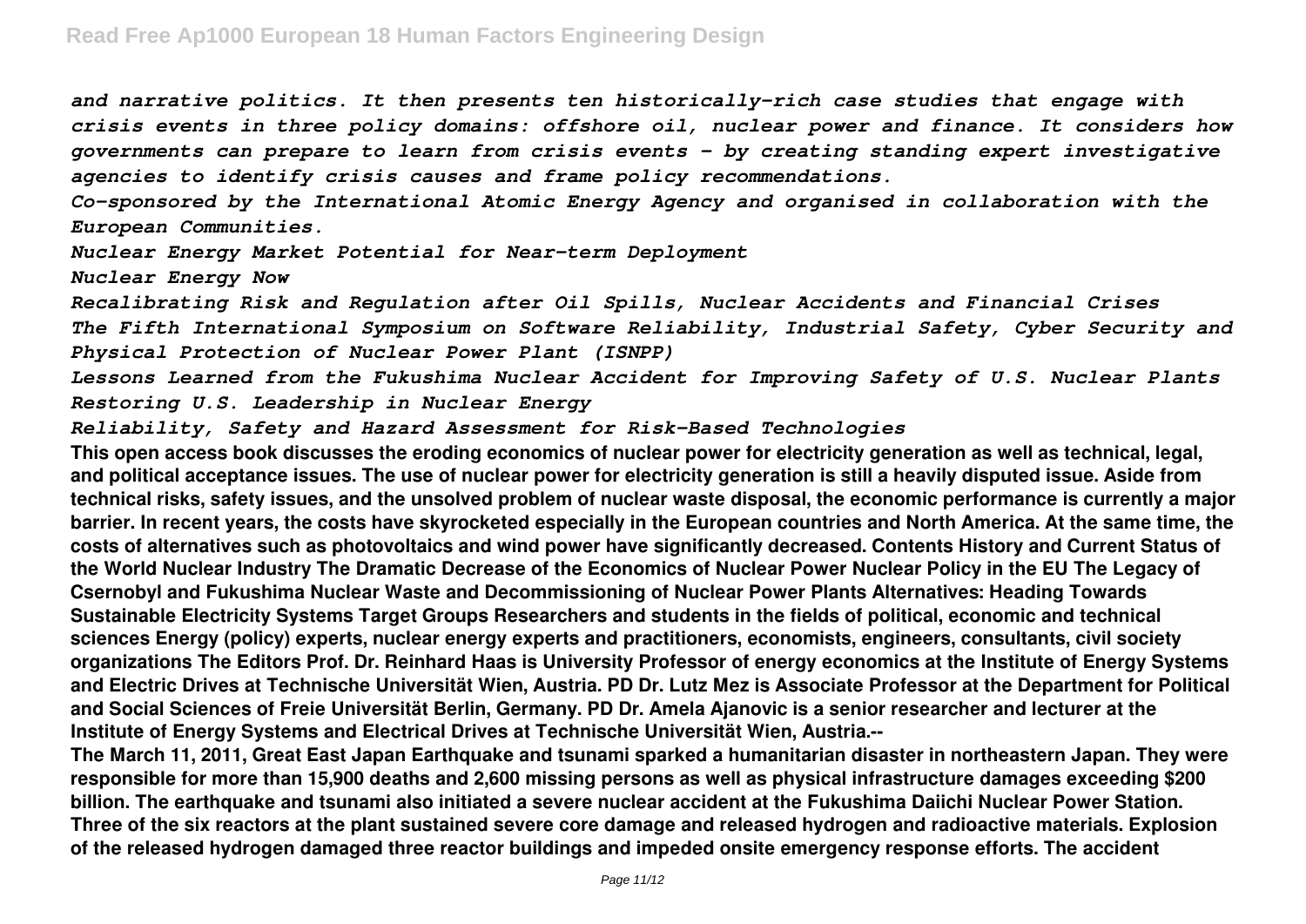*and narrative politics. It then presents ten historically-rich case studies that engage with crisis events in three policy domains: offshore oil, nuclear power and finance. It considers how governments can prepare to learn from crisis events - by creating standing expert investigative agencies to identify crisis causes and frame policy recommendations.*

*Co-sponsored by the International Atomic Energy Agency and organised in collaboration with the European Communities.*

*Nuclear Energy Market Potential for Near-term Deployment*

*Nuclear Energy Now*

*Recalibrating Risk and Regulation after Oil Spills, Nuclear Accidents and Financial Crises*

*The Fifth International Symposium on Software Reliability, Industrial Safety, Cyber Security and Physical Protection of Nuclear Power Plant (ISNPP)*

*Lessons Learned from the Fukushima Nuclear Accident for Improving Safety of U.S. Nuclear Plants*

*Restoring U.S. Leadership in Nuclear Energy*

*Reliability, Safety and Hazard Assessment for Risk-Based Technologies*

**This open access book discusses the eroding economics of nuclear power for electricity generation as well as technical, legal, and political acceptance issues. The use of nuclear power for electricity generation is still a heavily disputed issue. Aside from technical risks, safety issues, and the unsolved problem of nuclear waste disposal, the economic performance is currently a major barrier. In recent years, the costs have skyrocketed especially in the European countries and North America. At the same time, the costs of alternatives such as photovoltaics and wind power have significantly decreased. Contents History and Current Status of the World Nuclear Industry The Dramatic Decrease of the Economics of Nuclear Power Nuclear Policy in the EU The Legacy of Csernobyl and Fukushima Nuclear Waste and Decommissioning of Nuclear Power Plants Alternatives: Heading Towards Sustainable Electricity Systems Target Groups Researchers and students in the fields of political, economic and technical sciences Energy (policy) experts, nuclear energy experts and practitioners, economists, engineers, consultants, civil society organizations The Editors Prof. Dr. Reinhard Haas is University Professor of energy economics at the Institute of Energy Systems and Electric Drives at Technische Universität Wien, Austria. PD Dr. Lutz Mez is Associate Professor at the Department for Political and Social Sciences of Freie Universität Berlin, Germany. PD Dr. Amela Ajanovic is a senior researcher and lecturer at the Institute of Energy Systems and Electrical Drives at Technische Universität Wien, Austria.--**

**The March 11, 2011, Great East Japan Earthquake and tsunami sparked a humanitarian disaster in northeastern Japan. They were responsible for more than 15,900 deaths and 2,600 missing persons as well as physical infrastructure damages exceeding $200 billion. The earthquake and tsunami also initiated a severe nuclear accident at the Fukushima Daiichi Nuclear Power Station. Three of the six reactors at the plant sustained severe core damage and released hydrogen and radioactive materials. Explosion of the released hydrogen damaged three reactor buildings and impeded onsite emergency response efforts. The accident**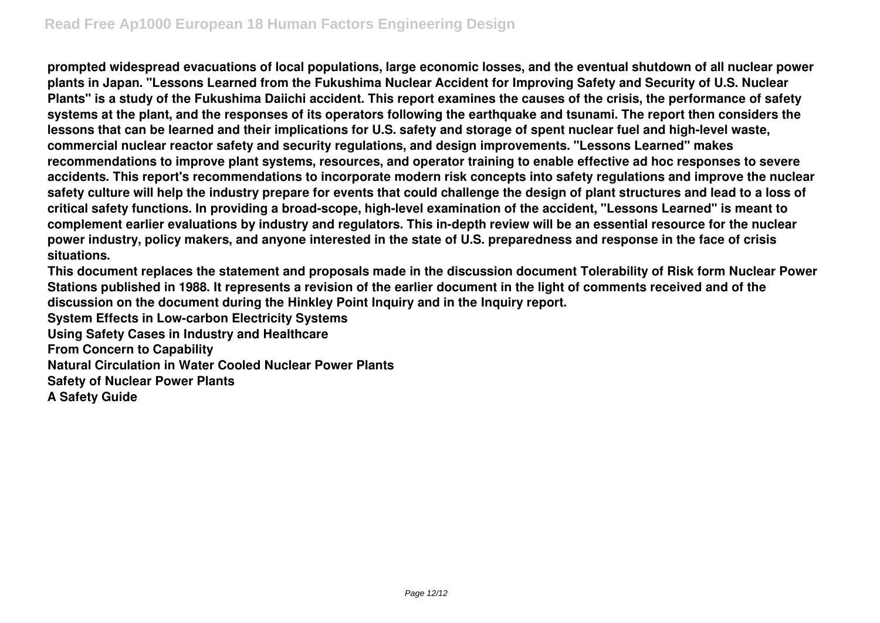**prompted widespread evacuations of local populations, large economic losses, and the eventual shutdown of all nuclear power plants in Japan. "Lessons Learned from the Fukushima Nuclear Accident for Improving Safety and Security of U.S. Nuclear Plants" is a study of the Fukushima Daiichi accident. This report examines the causes of the crisis, the performance of safety systems at the plant, and the responses of its operators following the earthquake and tsunami. The report then considers the lessons that can be learned and their implications for U.S. safety and storage of spent nuclear fuel and high-level waste, commercial nuclear reactor safety and security regulations, and design improvements. "Lessons Learned" makes recommendations to improve plant systems, resources, and operator training to enable effective ad hoc responses to severe accidents. This report's recommendations to incorporate modern risk concepts into safety regulations and improve the nuclear safety culture will help the industry prepare for events that could challenge the design of plant structures and lead to a loss of critical safety functions. In providing a broad-scope, high-level examination of the accident, "Lessons Learned" is meant to complement earlier evaluations by industry and regulators. This in-depth review will be an essential resource for the nuclear power industry, policy makers, and anyone interested in the state of U.S. preparedness and response in the face of crisis situations.**

**This document replaces the statement and proposals made in the discussion document Tolerability of Risk form Nuclear Power Stations published in 1988. It represents a revision of the earlier document in the light of comments received and of the discussion on the document during the Hinkley Point Inquiry and in the Inquiry report.**

**System Effects in Low-carbon Electricity Systems**

**Using Safety Cases in Industry and Healthcare**

**From Concern to Capability**

**Natural Circulation in Water Cooled Nuclear Power Plants**

**Safety of Nuclear Power Plants**

**A Safety Guide**